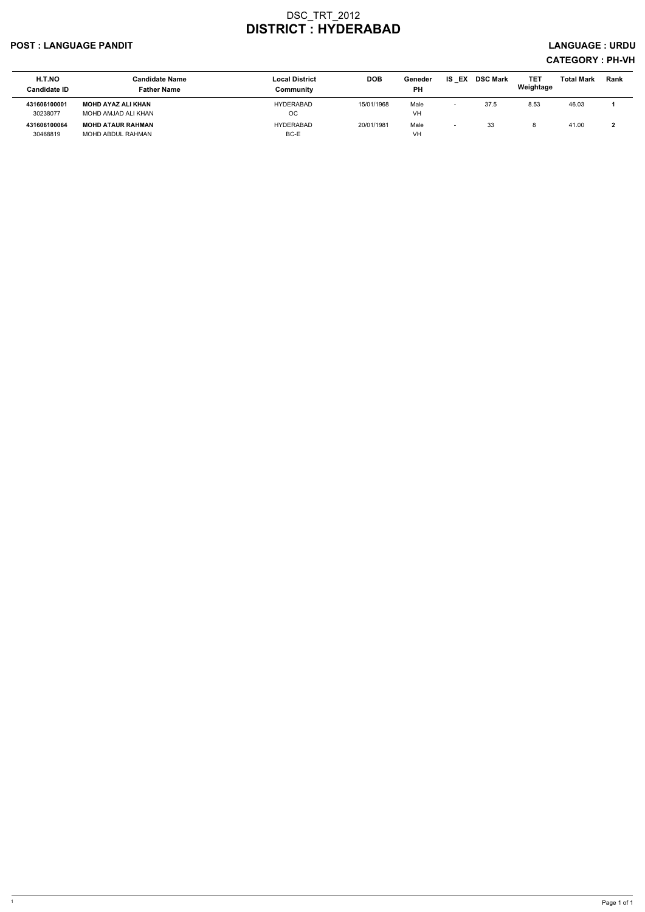# DSC_TRT_2012
# DISTRICT : HYDERABAD

**POST : LANGUAGE PANDIT** **LANGUAGE : URDU**

**CATEGORY : PH-VH**

| H.T.NO<br>Candidate ID | Candidate Name<br>Father Name | Local District<br>Community | DOB | Geneder<br>PH | IS _EX | DSC Mark | TET Weightage | Total Mark | Rank |
|---|---|---|---|---|---|---|---|---|---|
| **431606100001**<br>30238077 | **MOHD AYAZ ALI KHAN**<br>MOHD AMJAD ALI KHAN | HYDERABAD<br>OC | 15/01/1968 | Male<br>VH | - | 37.5 | 8.53 | 46.03 | **1** |
| **431606100064**<br>30468819 | **MOHD ATAUR RAHMAN**<br>MOHD ABDUL RAHMAN | HYDERABAD<br>BC-E | 20/01/1981 | Male<br>VH | - | 33 | 8 | 41.00 | **2** |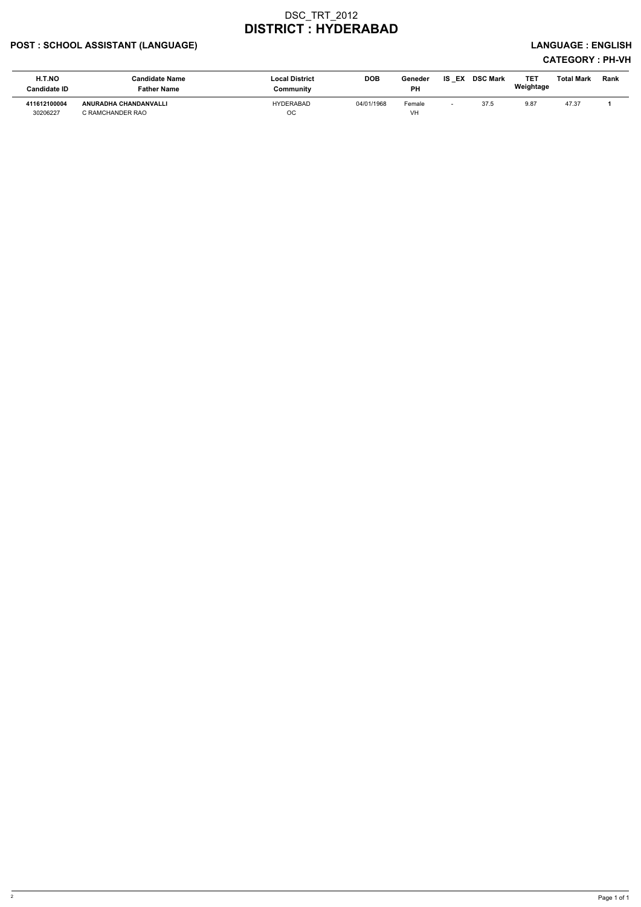# DSC_TRT_2012

# DISTRICT : HYDERABAD

**POST : SCHOOL ASSISTANT (LANGUAGE)** **LANGUAGE : ENGLISH**

**CATEGORY : PH-VH**

| H.T.NO<br>Candidate ID | Candidate Name<br>Father Name | Local District<br>Community | DOB | Geneder<br>PH | IS _EX | DSC Mark | TET Weightage | Total Mark | Rank |
|---|---|---|---|---|---|---|---|---|---|
| **411612100004**<br>30206227 | **ANURADHA CHANDANVALLI**<br>C RAMCHANDER RAO | HYDERABAD<br>OC | 04/01/1968 | Female<br>VH | - | 37.5 | 9.87 | 47.37 | **1** |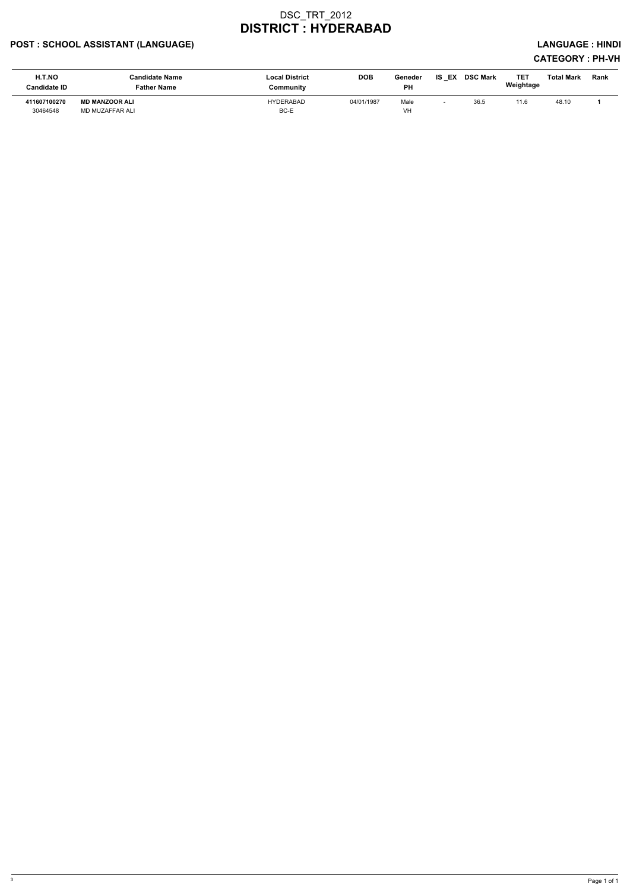# DSC_TRT_2012
# DISTRICT : HYDERABAD

**POST : SCHOOL ASSISTANT (LANGUAGE)** **LANGUAGE : HINDI**

**CATEGORY : PH-VH**

| H.T.NO<br>Candidate ID | Candidate Name<br>Father Name | Local District<br>Community | DOB | Geneder<br>PH | IS _EX | DSC Mark | TET Weightage | Total Mark | Rank |
|---|---|---|---|---|---|---|---|---|---|
| **411607100270**<br>30464548 | **MD MANZOOR ALI**<br>MD MUZAFFAR ALI | HYDERABAD<br>BC-E | 04/01/1987 | Male<br>VH | - | 36.5 | 11.6 | 48.10 | **1** |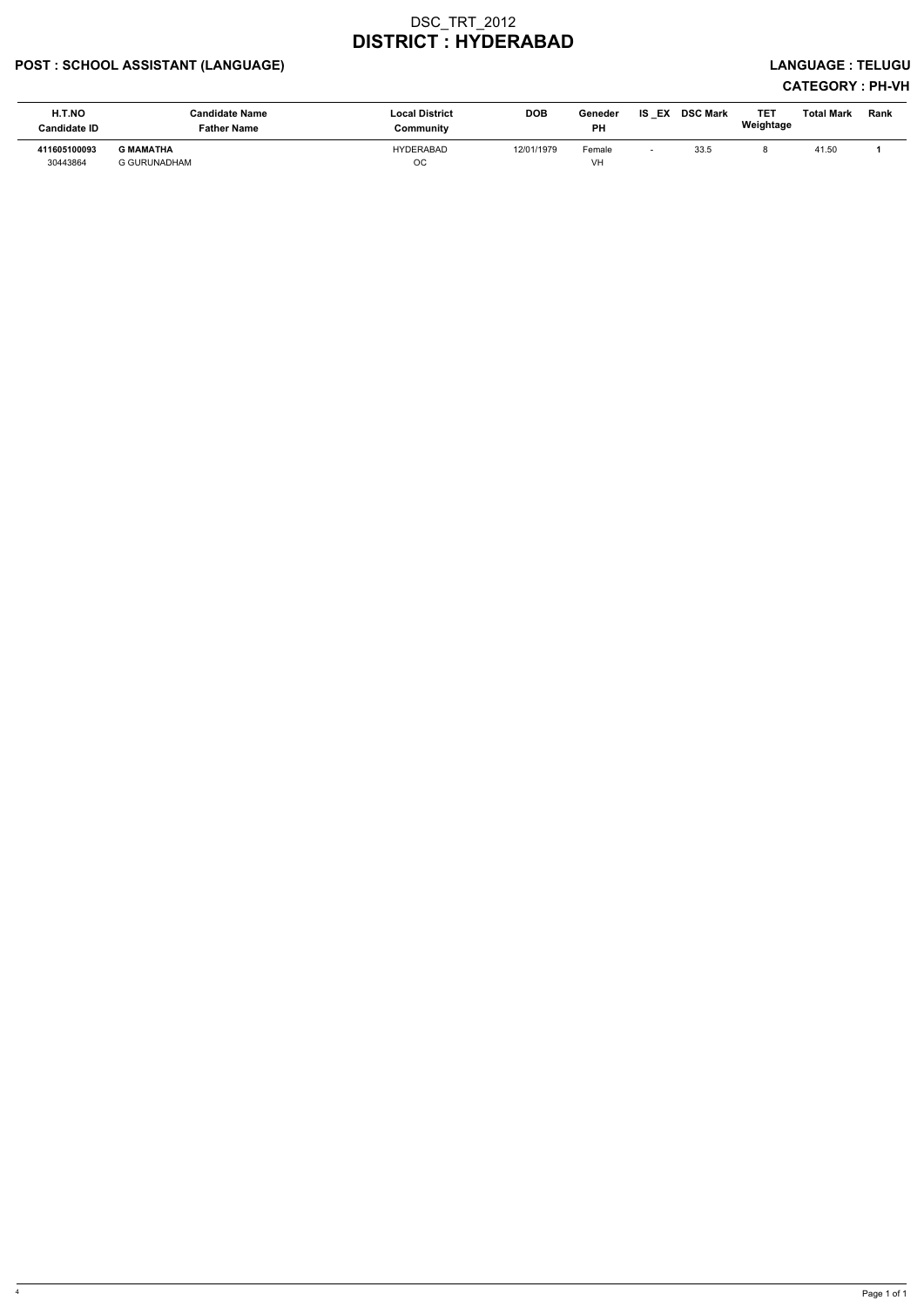# DSC_TRT_2012
# DISTRICT : HYDERABAD

**POST : SCHOOL ASSISTANT (LANGUAGE)** **LANGUAGE : TELUGU**

**CATEGORY : PH-VH**

| H.T.NO<br>Candidate ID | Candidate Name<br>Father Name | Local District<br>Community | DOB | Geneder<br>PH | IS _EX | DSC Mark | TET Weightage | Total Mark | Rank |
|---|---|---|---|---|---|---|---|---|---|
| **411605100093**<br>30443864 | **G MAMATHA**<br>G GURUNADHAM | HYDERABAD<br>OC | 12/01/1979 | Female<br>VH | - | 33.5 | 8 | 41.50 | **1** |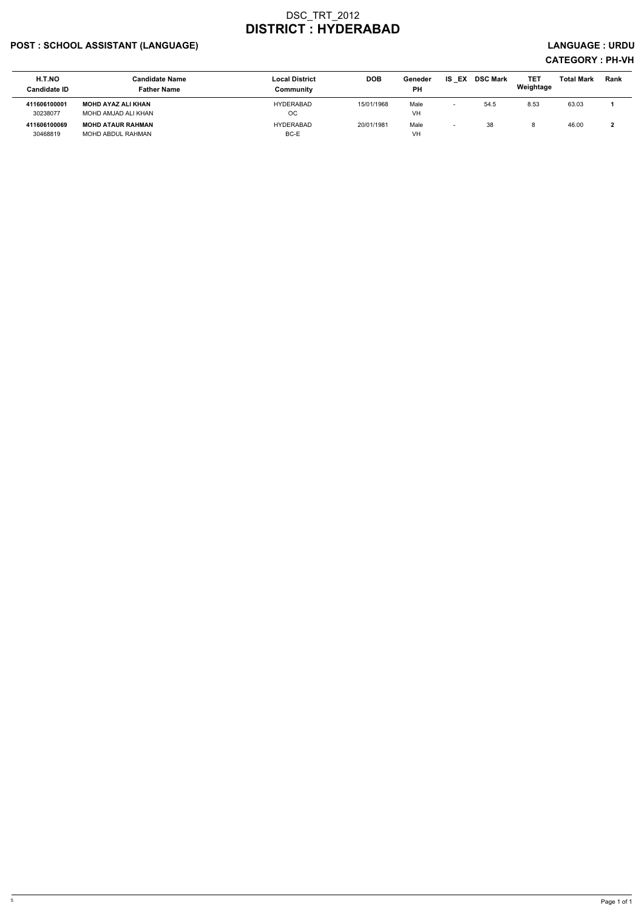# DSC_TRT_2012
# DISTRICT : HYDERABAD

**POST : SCHOOL ASSISTANT (LANGUAGE)** **LANGUAGE : URDU**

**CATEGORY : PH-VH**

| H.T.NO<br>Candidate ID | Candidate Name<br>Father Name | Local District<br>Community | DOB | Geneder<br>PH | IS _EX | DSC Mark | TET Weightage | Total Mark | Rank |
|---|---|---|---|---|---|---|---|---|---|
| **411606100001**<br>30238077 | **MOHD AYAZ ALI KHAN**<br>MOHD AMJAD ALI KHAN | HYDERABAD<br>OC | 15/01/1968 | Male<br>VH | - | 54.5 | 8.53 | 63.03 | **1** |
| **411606100069**<br>30468819 | **MOHD ATAUR RAHMAN**<br>MOHD ABDUL RAHMAN | HYDERABAD<br>BC-E | 20/01/1981 | Male<br>VH | - | 38 | 8 | 46.00 | **2** |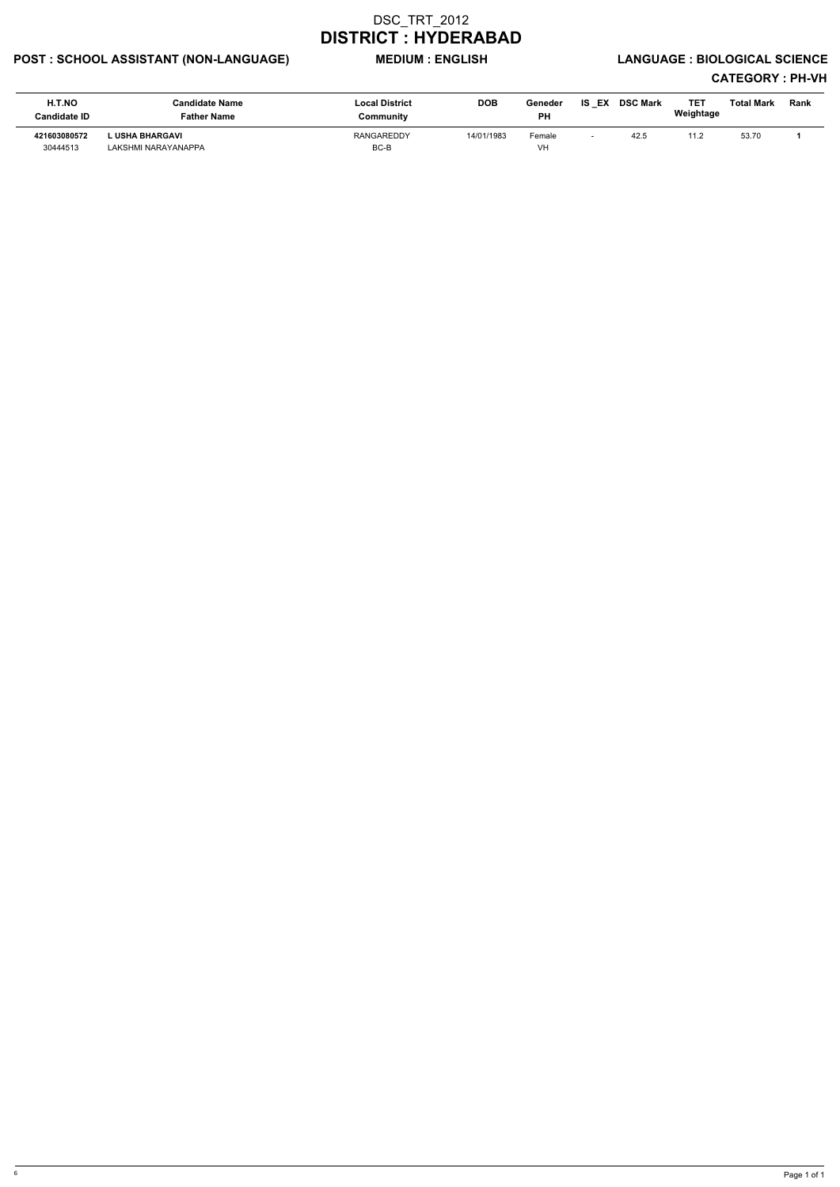# DSC_TRT_2012

# DISTRICT : HYDERABAD

**POST : SCHOOL ASSISTANT (NON-LANGUAGE)** **MEDIUM : ENGLISH** **LANGUAGE : BIOLOGICAL SCIENCE**

**CATEGORY : PH-VH**

| H.T.NO<br>Candidate ID | Candidate Name<br>Father Name | Local District<br>Community | DOB | Geneder<br>PH | IS _EX | DSC Mark | TET Weightage | Total Mark | Rank |
|---|---|---|---|---|---|---|---|---|---|
| **421603080572**<br>30444513 | **L USHA BHARGAVI**<br>LAKSHMI NARAYANAPPA | RANGAREDDY<br>BC-B | 14/01/1983 | Female<br>VH | - | 42.5 | 11.2 | 53.70 | **1** |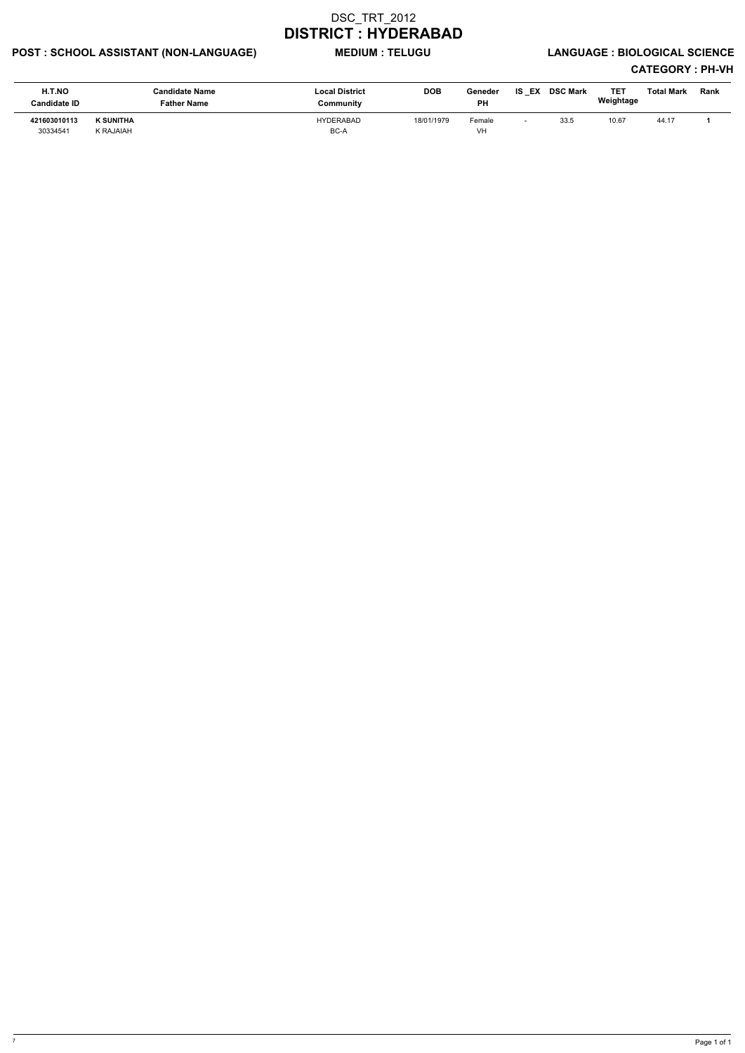# DSC_TRT_2012

# DISTRICT : HYDERABAD

**POST : SCHOOL ASSISTANT (NON-LANGUAGE)** **MEDIUM : TELUGU** **LANGUAGE : BIOLOGICAL SCIENCE**

**CATEGORY : PH-VH**

| H.T.NO / Candidate ID | Candidate Name / Father Name | Local District / Community | DOB | Geneder / PH | IS _EX | DSC Mark | TET Weightage | Total Mark | Rank |
|---|---|---|---|---|---|---|---|---|---|
| **421603010113** / 30334541 | **K SUNITHA** / K RAJAIAH | HYDERABAD / BC-A | 18/01/1979 | Female / VH | - | 33.5 | 10.67 | 44.17 | **1** |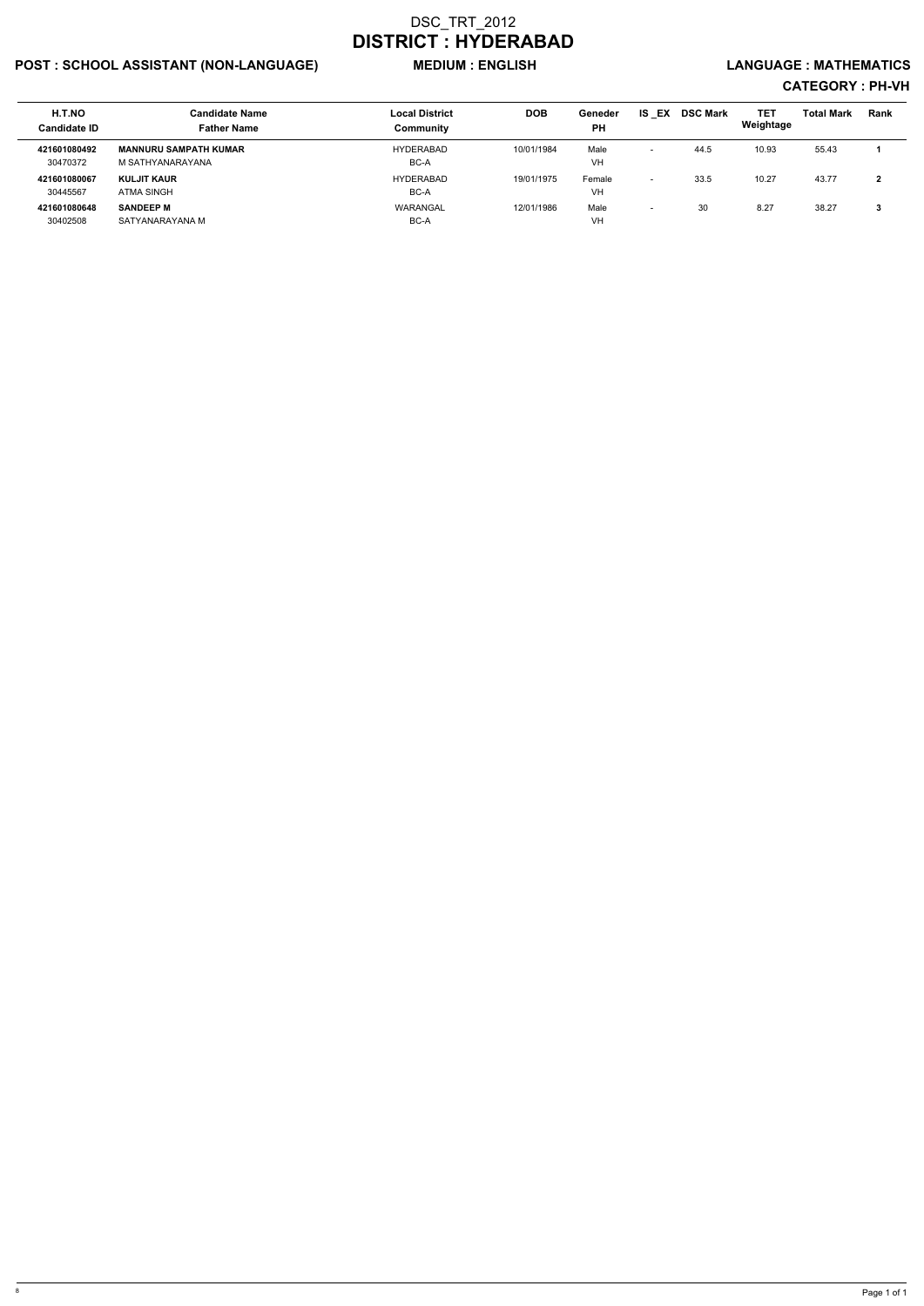# DSC_TRT_2012
# DISTRICT : HYDERABAD

**POST : SCHOOL ASSISTANT (NON-LANGUAGE)** **MEDIUM : ENGLISH** **LANGUAGE : MATHEMATICS**

**CATEGORY : PH-VH**

| H.T.NO<br>Candidate ID | Candidate Name<br>Father Name | Local District<br>Community | DOB | Geneder<br>PH | IS _EX | DSC Mark | TET Weightage | Total Mark | Rank |
|---|---|---|---|---|---|---|---|---|---|
| **421601080492**<br>30470372 | **MANNURU SAMPATH KUMAR**<br>M SATHYANARAYANA | HYDERABAD<br>BC-A | 10/01/1984 | Male<br>VH | - | 44.5 | 10.93 | 55.43 | **1** |
| **421601080067**<br>30445567 | **KULJIT KAUR**<br>ATMA SINGH | HYDERABAD<br>BC-A | 19/01/1975 | Female<br>VH | - | 33.5 | 10.27 | 43.77 | **2** |
| **421601080648**<br>30402508 | **SANDEEP M**<br>SATYANARAYANA M | WARANGAL<br>BC-A | 12/01/1986 | Male<br>VH | - | 30 | 8.27 | 38.27 | **3** |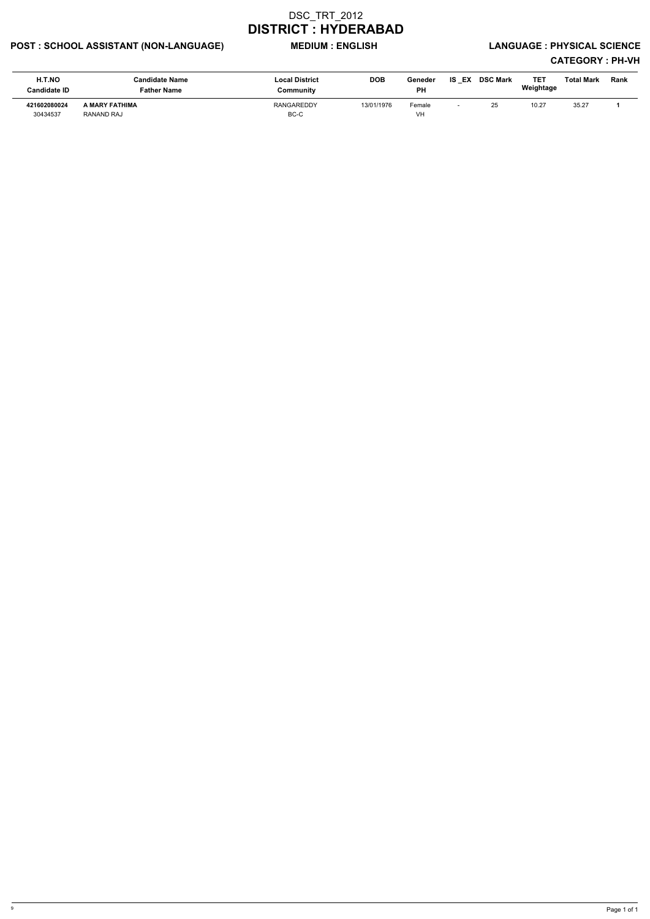# DSC_TRT_2012

## DISTRICT : HYDERABAD

**POST : SCHOOL ASSISTANT (NON-LANGUAGE)** **MEDIUM : ENGLISH** **LANGUAGE : PHYSICAL SCIENCE**

**CATEGORY : PH-VH**

| H.T.NO<br>Candidate ID | Candidate Name<br>Father Name | Local District<br>Community | DOB | Geneder<br>PH | IS _EX | DSC Mark | TET Weightage | Total Mark | Rank |
|---|---|---|---|---|---|---|---|---|---|
| **421602080024**<br>30434537 | **A MARY FATHIMA**<br>RANAND RAJ | RANGAREDDY<br>BC-C | 13/01/1976 | Female<br>VH | - | 25 | 10.27 | 35.27 | **1** |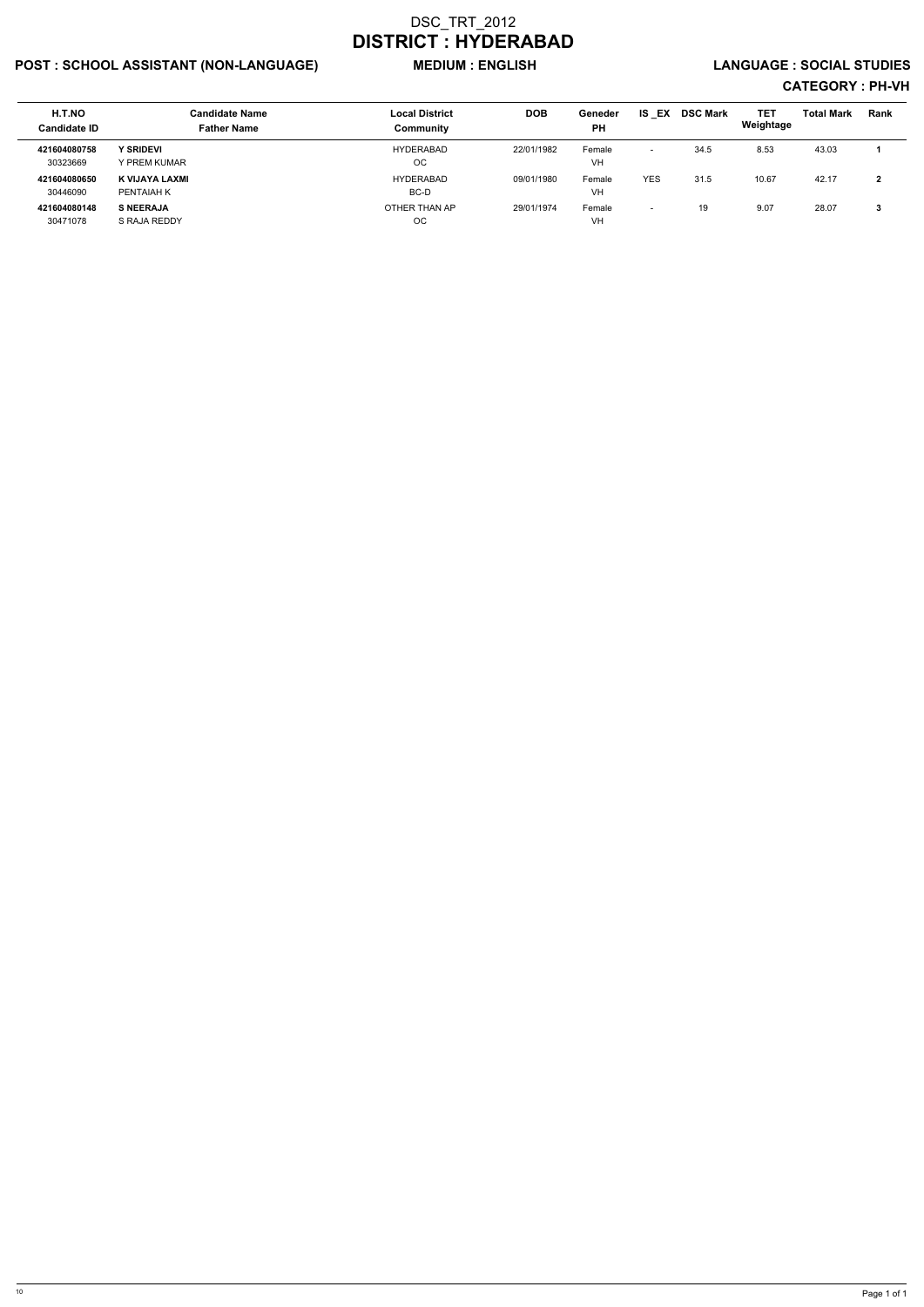# DSC_TRT_2012

## DISTRICT : HYDERABAD

**POST : SCHOOL ASSISTANT (NON-LANGUAGE)** **MEDIUM : ENGLISH** **LANGUAGE : SOCIAL STUDIES**

**CATEGORY : PH-VH**

| H.T.NO<br>Candidate ID | Candidate Name<br>Father Name | Local District<br>Community | DOB | Geneder<br>PH | IS _EX | DSC Mark | TET Weightage | Total Mark | Rank |
|---|---|---|---|---|---|---|---|---|---|
| **421604080758**<br>30323669 | **Y SRIDEVI**<br>Y PREM KUMAR | HYDERABAD<br>OC | 22/01/1982 | Female<br>VH | - | 34.5 | 8.53 | 43.03 | **1** |
| **421604080650**<br>30446090 | **K VIJAYA LAXMI**<br>PENTAIAH K | HYDERABAD<br>BC-D | 09/01/1980 | Female<br>VH | YES | 31.5 | 10.67 | 42.17 | **2** |
| **421604080148**<br>30471078 | **S NEERAJA**<br>S RAJA REDDY | OTHER THAN AP<br>OC | 29/01/1974 | Female<br>VH | - | 19 | 9.07 | 28.07 | **3** |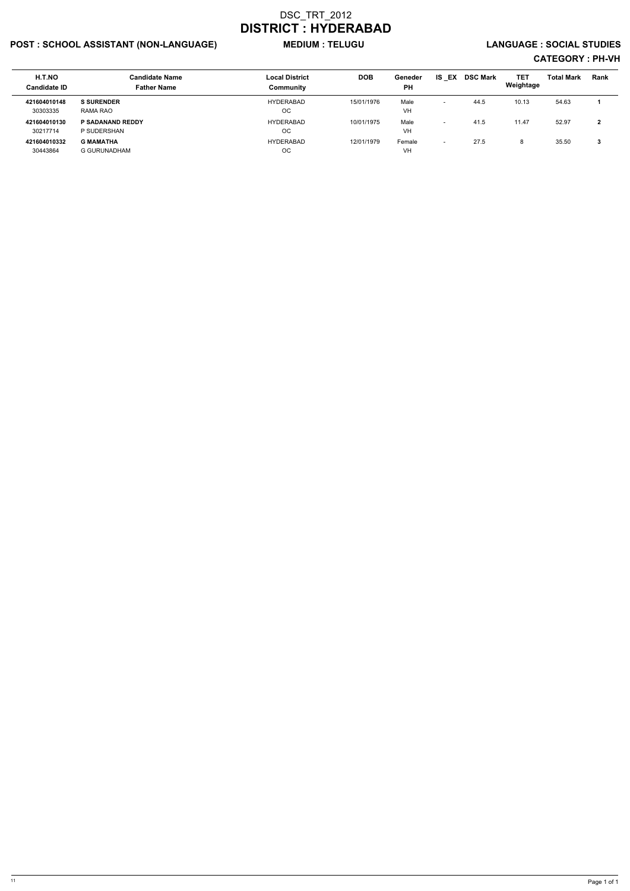# DSC_TRT_2012

# DISTRICT : HYDERABAD

**POST : SCHOOL ASSISTANT (NON-LANGUAGE)** **MEDIUM : TELUGU** **LANGUAGE : SOCIAL STUDIES**

**CATEGORY : PH-VH**

| H.T.NO<br>Candidate ID | Candidate Name<br>Father Name | Local District<br>Community | DOB | Geneder<br>PH | IS _EX | DSC Mark | TET Weightage | Total Mark | Rank |
|---|---|---|---|---|---|---|---|---|---|
| **421604010148**<br>30303335 | **S SURENDER**<br>RAMA RAO | HYDERABAD<br>OC | 15/01/1976 | Male<br>VH | - | 44.5 | 10.13 | 54.63 | **1** |
| **421604010130**<br>30217714 | **P SADANAND REDDY**<br>P SUDERSHAN | HYDERABAD<br>OC | 10/01/1975 | Male<br>VH | - | 41.5 | 11.47 | 52.97 | **2** |
| **421604010332**<br>30443864 | **G MAMATHA**<br>G GURUNADHAM | HYDERABAD<br>OC | 12/01/1979 | Female<br>VH | - | 27.5 | 8 | 35.50 | **3** |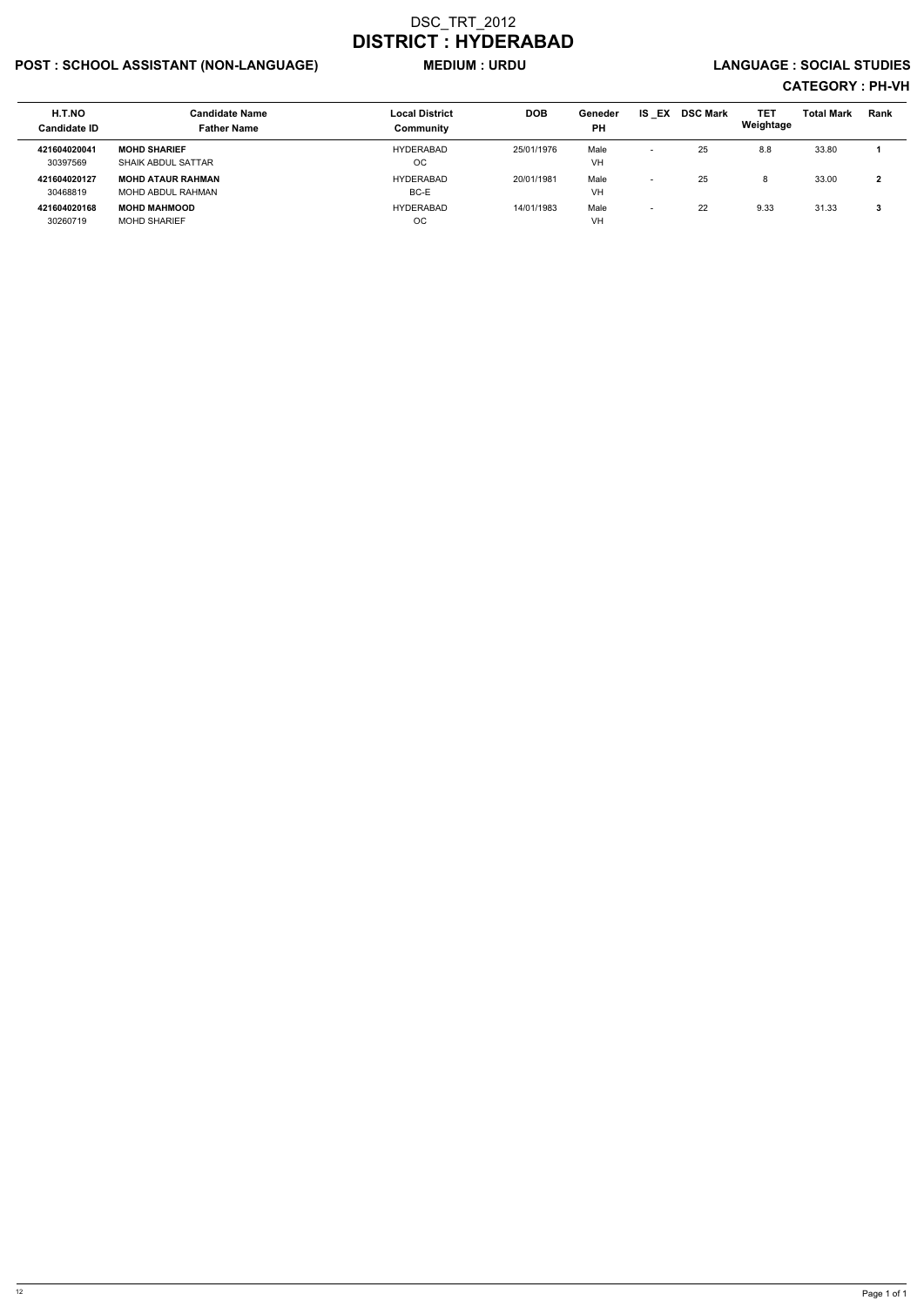# DSC_TRT_2012
# DISTRICT : HYDERABAD

**POST : SCHOOL ASSISTANT (NON-LANGUAGE)** **MEDIUM : URDU** **LANGUAGE : SOCIAL STUDIES**

**CATEGORY : PH-VH**

| H.T.NO<br>Candidate ID | Candidate Name<br>Father Name | Local District<br>Community | DOB | Geneder<br>PH | IS _EX | DSC Mark | TET Weightage | Total Mark | Rank |
|---|---|---|---|---|---|---|---|---|---|
| **421604020041**<br>30397569 | **MOHD SHARIEF**<br>SHAIK ABDUL SATTAR | HYDERABAD<br>OC | 25/01/1976 | Male<br>VH | - | 25 | 8.8 | 33.80 | **1** |
| **421604020127**<br>30468819 | **MOHD ATAUR RAHMAN**<br>MOHD ABDUL RAHMAN | HYDERABAD<br>BC-E | 20/01/1981 | Male<br>VH | - | 25 | 8 | 33.00 | **2** |
| **421604020168**<br>30260719 | **MOHD MAHMOOD**<br>MOHD SHARIEF | HYDERABAD<br>OC | 14/01/1983 | Male<br>VH | - | 22 | 9.33 | 31.33 | **3** |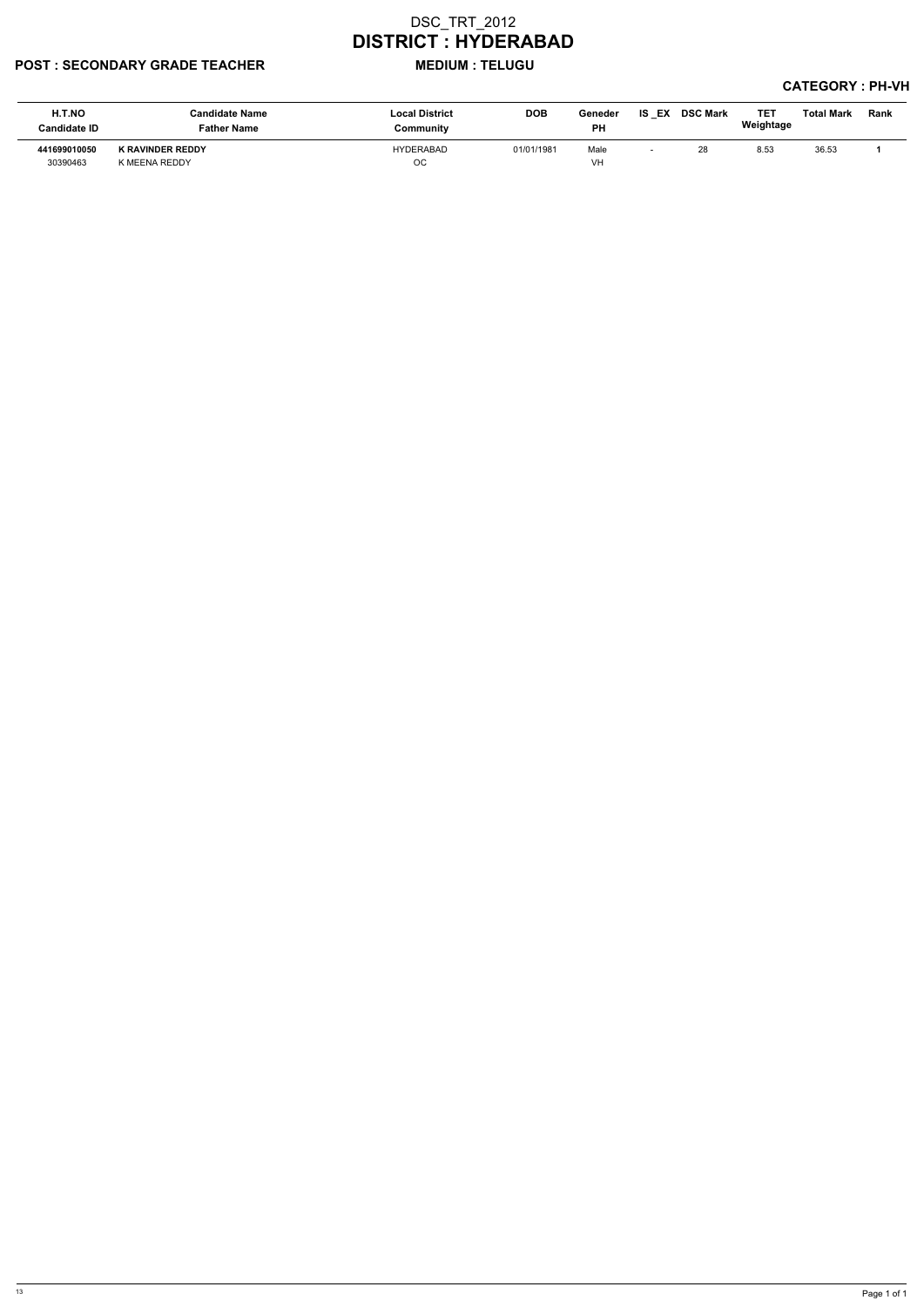# DSC_TRT_2012

# DISTRICT : HYDERABAD

**POST : SECONDARY GRADE TEACHER** **MEDIUM : TELUGU**

**CATEGORY : PH-VH**

| H.T.NO<br>Candidate ID | Candidate Name<br>Father Name | Local District<br>Community | DOB | Geneder<br>PH | IS_EX | DSC Mark | TET Weightage | Total Mark | Rank |
|---|---|---|---|---|---|---|---|---|---|
| **441699010050**<br>30390463 | **K RAVINDER REDDY**<br>K MEENA REDDY | HYDERABAD<br>OC | 01/01/1981 | Male<br>VH | - | 28 | 8.53 | 36.53 | **1** |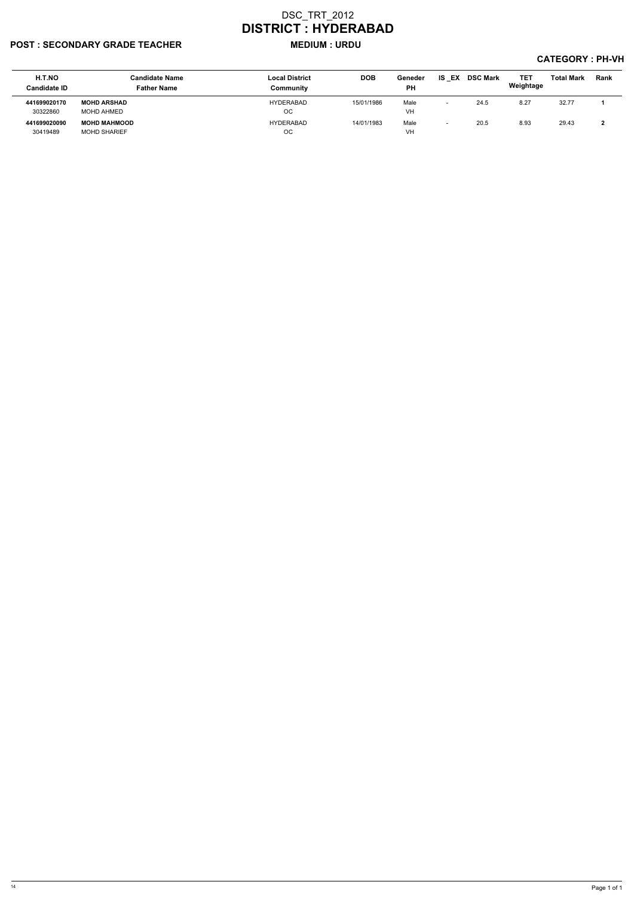# DSC_TRT_2012

# DISTRICT : HYDERABAD

**POST : SECONDARY GRADE TEACHER** **MEDIUM : URDU**

**CATEGORY : PH-VH**

| H.T.NO<br>Candidate ID | Candidate Name<br>Father Name | Local District<br>Community | DOB | Geneder<br>PH | IS _EX | DSC Mark | TET Weightage | Total Mark | Rank |
|---|---|---|---|---|---|---|---|---|---|
| **441699020170**<br>30322860 | **MOHD ARSHAD**<br>MOHD AHMED | HYDERABAD<br>OC | 15/01/1986 | Male<br>VH | - | 24.5 | 8.27 | 32.77 | **1** |
| **441699020090**<br>30419489 | **MOHD MAHMOOD**<br>MOHD SHARIEF | HYDERABAD<br>OC | 14/01/1983 | Male<br>VH | - | 20.5 | 8.93 | 29.43 | **2** |